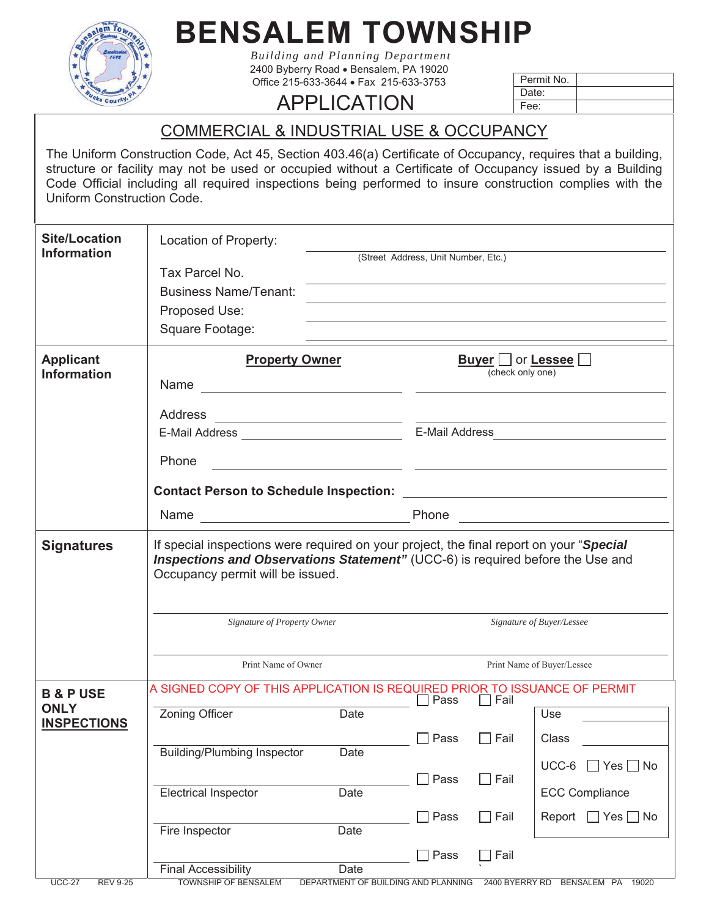# BENSALEM TOWNSHIP

*Building and Planning Department*
2400 Byberry Road • Bensalem, PA 19020
Office 215-633-3644 • Fax 215-633-3753

## APPLICATION

| Permit No. | |
|---|---|
| Date: | |
| Fee: | |

## COMMERCIAL & INDUSTRIAL USE & OCCUPANCY

The Uniform Construction Code, Act 45, Section 403.46(a) Certificate of Occupancy, requires that a building, structure or facility may not be used or occupied without a Certificate of Occupancy issued by a Building Code Official including all required inspections being performed to insure construction complies with the Uniform Construction Code.

### Site/Location Information

Location of Property: ______________________________
(Street Address, Unit Number, Etc.)

Tax Parcel No. ______________________________

Business Name/Tenant: ______________________________

Proposed Use: ______________________________

Square Footage: ______________________________

### Applicant Information

| **Property Owner** | **Buyer** ☐ or **Lessee** ☐ (check only one) |
|---|---|
| Name ____________________ | ____________________ |
| Address ____________________ | ____________________ |
| E-Mail Address ____________________ | E-Mail Address ____________________ |
| Phone ____________________ | ____________________ |

**Contact Person to Schedule Inspection:** ______________________________

Name ____________________ Phone ____________________

### Signatures

If special inspections were required on your project, the final report on your "***Special Inspections and Observations Statement"*** (UCC-6) is required before the Use and Occupancy permit will be issued.

| ______________________________ | ______________________________ |
|---|---|
| *Signature of Property Owner* | *Signature of Buyer/Lessee* |
| ______________________________ | ______________________________ |
| Print Name of Owner | Print Name of Buyer/Lessee |

### B & P USE ONLY INSPECTIONS

A SIGNED COPY OF THIS APPLICATION IS REQUIRED PRIOR TO ISSUANCE OF PERMIT

| Inspection | Date | Result |
|---|---|---|
| Zoning Officer | Date | ☐ Pass ☐ Fail |
| Building/Plumbing Inspector | Date | ☐ Pass ☐ Fail |
| Electrical Inspector | Date | ☐ Pass ☐ Fail |
| Fire Inspector | Date | ☐ Pass ☐ Fail |
| Final Accessibility | Date | ☐ Pass ☐ Fail |

| | |
|---|---|
| Use | ____________ |
| Class | ____________ |
| UCC-6 | ☐ Yes ☐ No |
| ECC Compliance Report | ☐ Yes ☐ No |

UCC-27 REV 9-25 TOWNSHIP OF BENSALEM DEPARTMENT OF BUILDING AND PLANNING 2400 BYERRY RD BENSALEM PA 19020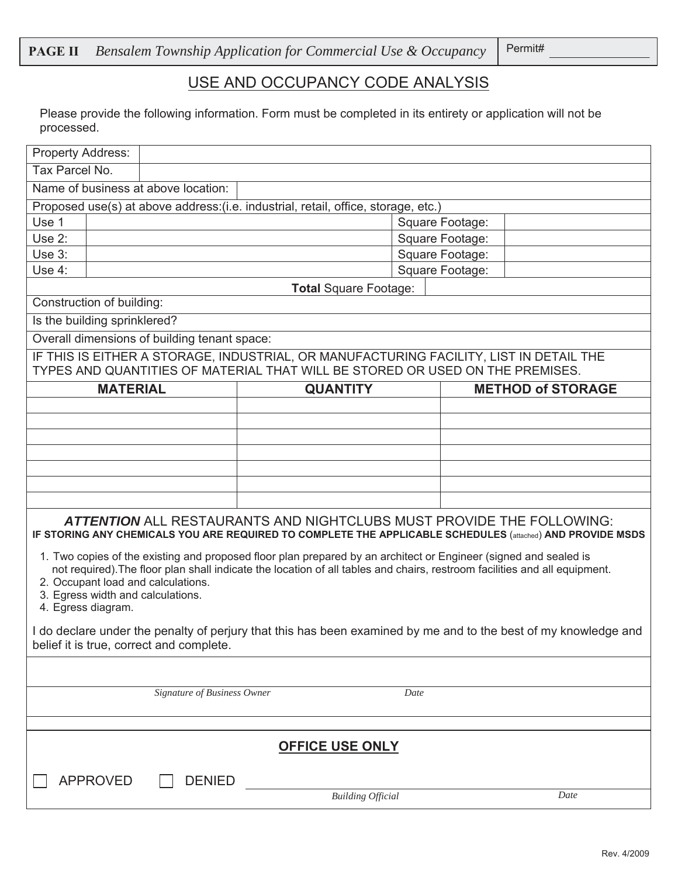**PAGE II** *Bensalem Township Application for Commercial Use & Occupancy* | Permit# ______________

# USE AND OCCUPANCY CODE ANALYSIS

Please provide the following information. Form must be completed in its entirety or application will not be processed.

| | | | |
|---|---|---|---|
| Property Address: | | | |
| Tax Parcel No. | | | |
| Name of business at above location: | | | |
| Proposed use(s) at above address:(i.e. industrial, retail, office, storage, etc.) | | | |
| Use 1 | | Square Footage: | |
| Use 2: | | Square Footage: | |
| Use 3: | | Square Footage: | |
| Use 4: | | Square Footage: | |
| | **Total** Square Footage: | | |
| Construction of building: | | | |
| Is the building sprinklered? | | | |
| Overall dimensions of building tenant space: | | | |

IF THIS IS EITHER A STORAGE, INDUSTRIAL, OR MANUFACTURING FACILITY, LIST IN DETAIL THE TYPES AND QUANTITIES OF MATERIAL THAT WILL BE STORED OR USED ON THE PREMISES.

| MATERIAL | QUANTITY | METHOD of STORAGE |
|---|---|---|
| | | |
| | | |
| | | |
| | | |
| | | |
| | | |
| | | |

***ATTENTION*** ALL RESTAURANTS AND NIGHTCLUBS MUST PROVIDE THE FOLLOWING:

**IF STORING ANY CHEMICALS YOU ARE REQUIRED TO COMPLETE THE APPLICABLE SCHEDULES (**attached**) AND PROVIDE MSDS**

1. Two copies of the existing and proposed floor plan prepared by an architect or Engineer (signed and sealed is not required).The floor plan shall indicate the location of all tables and chairs, restroom facilities and all equipment.
2. Occupant load and calculations.
3. Egress width and calculations.
4. Egress diagram.

I do declare under the penalty of perjury that this has been examined by me and to the best of my knowledge and belief it is true, correct and complete.

*Signature of Business Owner* *Date*

## OFFICE USE ONLY

☐ APPROVED ☐ DENIED

*Building Official* *Date*

Rev. 4/2009